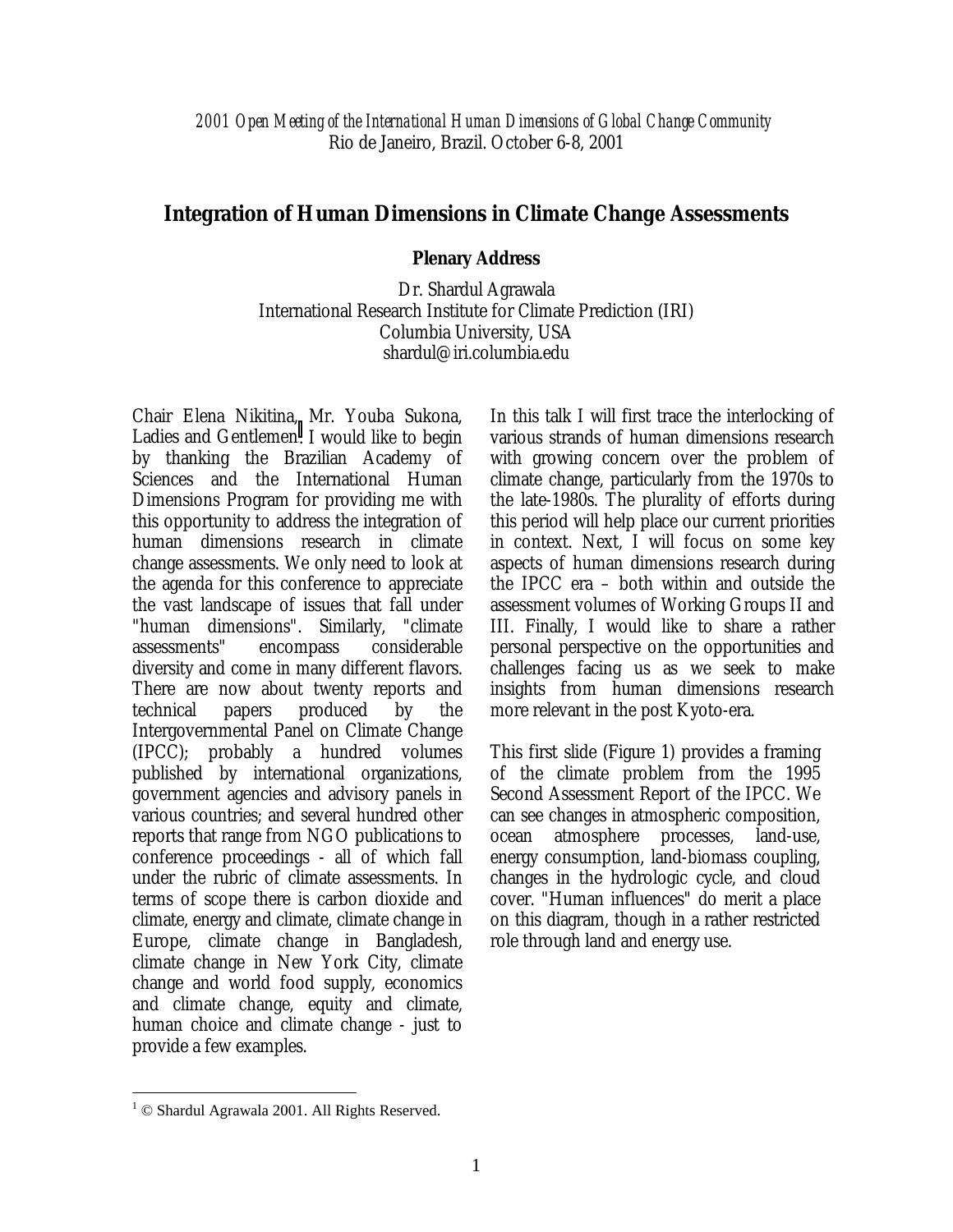*2001 Open Meeting of the International Human Dimensions of Global Change Community*
Rio de Janeiro, Brazil. October 6-8, 2001

# Integration of Human Dimensions in Climate Change Assessments

**Plenary Address**

Dr. Shardul Agrawala
International Research Institute for Climate Prediction (IRI)
Columbia University, USA
shardul@iri.columbia.edu

Chair Elena Nikitina, Mr. Youba Sukona, Ladies and Gentlemen[1]. I would like to begin by thanking the Brazilian Academy of Sciences and the International Human Dimensions Program for providing me with this opportunity to address the integration of human dimensions research in climate change assessments. We only need to look at the agenda for this conference to appreciate the vast landscape of issues that fall under "human dimensions". Similarly, "climate assessments" encompass considerable diversity and come in many different flavors. There are now about twenty reports and technical papers produced by the Intergovernmental Panel on Climate Change (IPCC); probably a hundred volumes published by international organizations, government agencies and advisory panels in various countries; and several hundred other reports that range from NGO publications to conference proceedings - all of which fall under the rubric of climate assessments. In terms of scope there is carbon dioxide and climate, energy and climate, climate change in Europe, climate change in Bangladesh, climate change in New York City, climate change and world food supply, economics and climate change, equity and climate, human choice and climate change - just to provide a few examples.

In this talk I will first trace the interlocking of various strands of human dimensions research with growing concern over the problem of climate change, particularly from the 1970s to the late-1980s. The plurality of efforts during this period will help place our current priorities in context. Next, I will focus on some key aspects of human dimensions research during the IPCC era – both within and outside the assessment volumes of Working Groups II and III. Finally, I would like to share a rather personal perspective on the opportunities and challenges facing us as we seek to make insights from human dimensions research more relevant in the post Kyoto-era.

This first slide (Figure 1) provides a framing of the climate problem from the 1995 Second Assessment Report of the IPCC. We can see changes in atmospheric composition, ocean atmosphere processes, land-use, energy consumption, land-biomass coupling, changes in the hydrologic cycle, and cloud cover. "Human influences" do merit a place on this diagram, though in a rather restricted role through land and energy use.

---

[1] © Shardul Agrawala 2001. All Rights Reserved.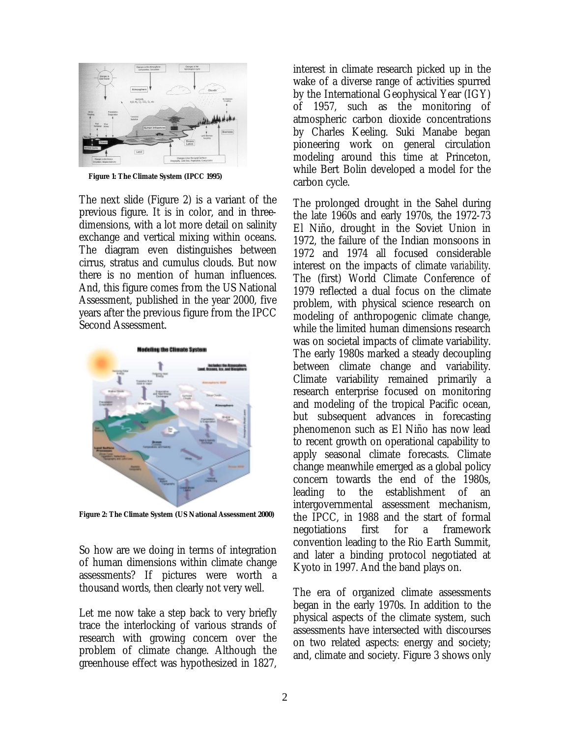Figure 1: The Climate System (IPCC 1995)

The next slide (Figure 2) is a variant of the previous figure. It is in color, and in three-dimensions, with a lot more detail on salinity exchange and vertical mixing within oceans. The diagram even distinguishes between cirrus, stratus and cumulus clouds. But now there is no mention of human influences. And, this figure comes from the US National Assessment, published in the year 2000, five years after the previous figure from the IPCC Second Assessment.

Figure 2: The Climate System (US National Assessment 2000)

So how are we doing in terms of integration of human dimensions within climate change assessments? If pictures were worth a thousand words, then clearly not very well.

Let me now take a step back to very briefly trace the interlocking of various strands of research with growing concern over the problem of climate change. Although the greenhouse effect was hypothesized in 1827, interest in climate research picked up in the wake of a diverse range of activities spurred by the International Geophysical Year (IGY) of 1957, such as the monitoring of atmospheric carbon dioxide concentrations by Charles Keeling. Suki Manabe began pioneering work on general circulation modeling around this time at Princeton, while Bert Bolin developed a model for the carbon cycle.

The prolonged drought in the Sahel during the late 1960s and early 1970s, the 1972-73 El Niño, drought in the Soviet Union in 1972, the failure of the Indian monsoons in 1972 and 1974 all focused considerable interest on the impacts of climate *variability*. The (first) World Climate Conference of 1979 reflected a dual focus on the climate problem, with physical science research on modeling of anthropogenic climate change, while the limited human dimensions research was on societal impacts of climate variability. The early 1980s marked a steady decoupling between climate change and variability. Climate variability remained primarily a research enterprise focused on monitoring and modeling of the tropical Pacific ocean, but subsequent advances in forecasting phenomenon such as El Niño has now lead to recent growth on operational capability to apply seasonal climate forecasts. Climate change meanwhile emerged as a global policy concern towards the end of the 1980s, leading to the establishment of an intergovernmental assessment mechanism, the IPCC, in 1988 and the start of formal negotiations first for a framework convention leading to the Rio Earth Summit, and later a binding protocol negotiated at Kyoto in 1997. And the band plays on.

The era of organized climate assessments began in the early 1970s. In addition to the physical aspects of the climate system, such assessments have intersected with discourses on two related aspects: energy and society; and, climate and society. Figure 3 shows only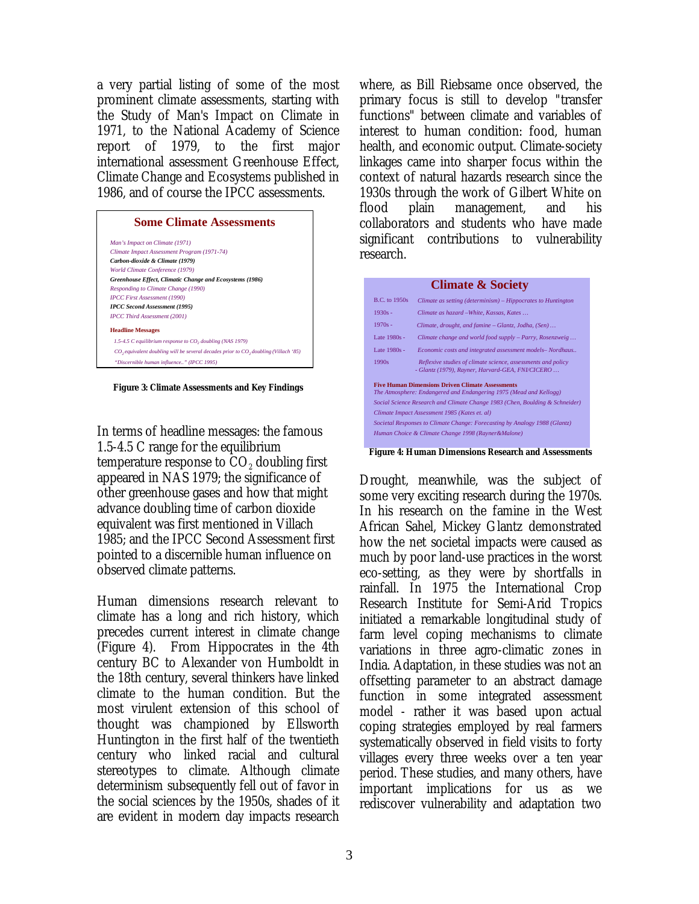a very partial listing of some of the most prominent climate assessments, starting with the Study of Man's Impact on Climate in 1971, to the National Academy of Science report of 1979, to the first major international assessment Greenhouse Effect, Climate Change and Ecosystems published in 1986, and of course the IPCC assessments.

**Some Climate Assessments**

*Man's Impact on Climate (1971)*
*Climate Impact Assessment Program (1971-74)*
***Carbon-dioxide & Climate (1979)***
*World Climate Conference (1979)*
***Greenhouse Effect, Climatic Change and Ecosystems (1986)***
*Responding to Climate Change (1990)*
*IPCC First Assessment (1990)*
***IPCC Second Assessment (1995)***
*IPCC Third Assessment (2001)*

**Headline Messages**

*1.5-4.5 C equilibrium response to $CO_2$ doubling (NAS 1979)*
*$CO_2$ equivalent doubling will be several decades prior to $CO_2$ doubling (Villach '85)*
*"Discernible human influence.." (IPCC 1995)*

**Figure 3: Climate Assessments and Key Findings**

In terms of headline messages: the famous 1.5-4.5 C range for the equilibrium temperature response to $CO_2$ doubling first appeared in NAS 1979; the significance of other greenhouse gases and how that might advance doubling time of carbon dioxide equivalent was first mentioned in Villach 1985; and the IPCC Second Assessment first pointed to a discernible human influence on observed climate patterns.

Human dimensions research relevant to climate has a long and rich history, which precedes current interest in climate change (Figure 4). From Hippocrates in the 4th century BC to Alexander von Humboldt in the 18th century, several thinkers have linked climate to the human condition. But the most virulent extension of this school of thought was championed by Ellsworth Huntington in the first half of the twentieth century who linked racial and cultural stereotypes to climate. Although climate determinism subsequently fell out of favor in the social sciences by the 1950s, shades of it are evident in modern day impacts research where, as Bill Riebsame once observed, the primary focus is still to develop "transfer functions" between climate and variables of interest to human condition: food, human health, and economic output. Climate-society linkages came into sharper focus within the context of natural hazards research since the 1930s through the work of Gilbert White on flood plain management, and his collaborators and students who have made significant contributions to vulnerability research.

**Climate & Society**

| | |
|---|---|
| B.C. to 1950s | *Climate as setting (determinism) – Hippocrates to Huntington* |
| 1930s - | *Climate as hazard –White, Kassas, Kates …* |
| 1970s - | *Climate, drought, and famine – Glantz, Jodha, (Sen) …* |
| Late 1980s - | *Climate change and world food supply – Parry, Rosenzweig …* |
| Late 1980s - | *Economic costs and integrated assessment models– Nordhaus..* |
| 1990s | *Reflexive studies of climate science, assessments and policy - Glantz (1979), Rayner, Harvard-GEA, FNI/CICERO …* |

**Five Human Dimensions Driven Climate Assessments**
*The Atmosphere: Endangered and Endangering 1975 (Mead and Kellogg)*
*Social Science Research and Climate Change 1983 (Chen, Boulding & Schneider)*
*Climate Impact Assessment 1985 (Kates et. al)*
*Societal Responses to Climate Change: Forecasting by Analogy 1988 (Glantz)*
*Human Choice & Climate Change 1998 (Rayner&Malone)*

**Figure 4: Human Dimensions Research and Assessments**

Drought, meanwhile, was the subject of some very exciting research during the 1970s. In his research on the famine in the West African Sahel, Mickey Glantz demonstrated how the net societal impacts were caused as much by poor land-use practices in the worst eco-setting, as they were by shortfalls in rainfall. In 1975 the International Crop Research Institute for Semi-Arid Tropics initiated a remarkable longitudinal study of farm level coping mechanisms to climate variations in three agro-climatic zones in India. Adaptation, in these studies was not an offsetting parameter to an abstract damage function in some integrated assessment model - rather it was based upon actual coping strategies employed by real farmers systematically observed in field visits to forty villages every three weeks over a ten year period. These studies, and many others, have important implications for us as we rediscover vulnerability and adaptation two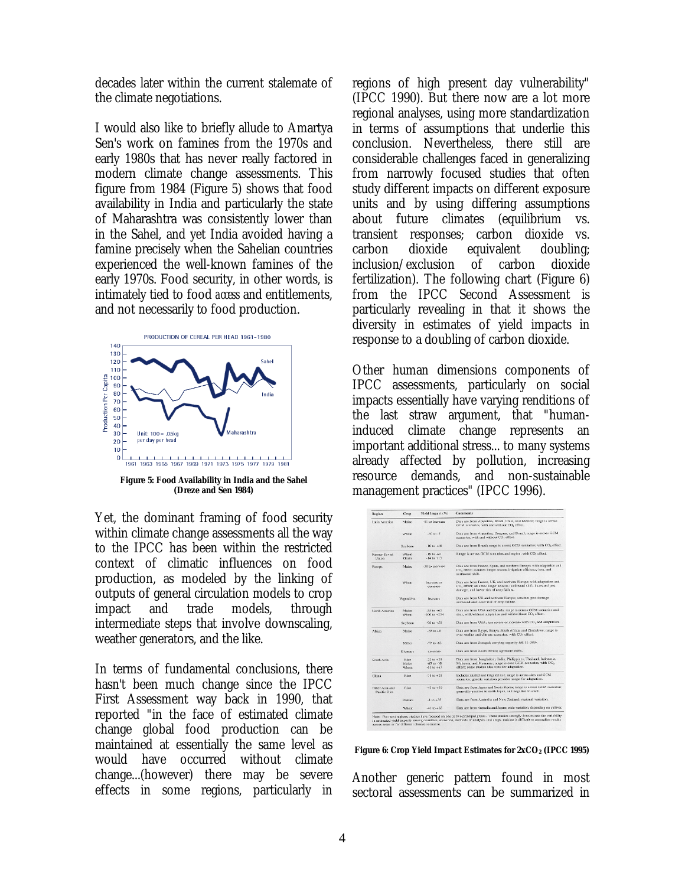decades later within the current stalemate of the climate negotiations.

I would also like to briefly allude to Amartya Sen's work on famines from the 1970s and early 1980s that has never really factored in modern climate change assessments. This figure from 1984 (Figure 5) shows that food availability in India and particularly the state of Maharashtra was consistently lower than in the Sahel, and yet India avoided having a famine precisely when the Sahelian countries experienced the well-known famines of the early 1970s. Food security, in other words, is intimately tied to food *access* and entitlements, and not necessarily to food production.

**Figure 5: Food Availability in India and the Sahel (Dreze and Sen 1984)**

Yet, the dominant framing of food security within climate change assessments all the way to the IPCC has been within the restricted context of climatic influences on food production, as modeled by the linking of outputs of general circulation models to crop impact and trade models, through intermediate steps that involve downscaling, weather generators, and the like.

In terms of fundamental conclusions, there hasn't been much change since the IPCC First Assessment way back in 1990, that reported "in the face of estimated climate change global food production can be maintained at essentially the same level as would have occurred without climate change...(however) there may be severe effects in some regions, particularly in regions of high present day vulnerability" (IPCC 1990). But there now are a lot more regional analyses, using more standardization in terms of assumptions that underlie this conclusion. Nevertheless, there still are considerable challenges faced in generalizing from narrowly focused studies that often study different impacts on different exposure units and by using differing assumptions about future climates (equilibrium vs. transient responses; carbon dioxide vs. carbon dioxide equivalent doubling; inclusion/exclusion of carbon dioxide fertilization). The following chart (Figure 6) from the IPCC Second Assessment is particularly revealing in that it shows the diversity in estimates of yield impacts in response to a doubling of carbon dioxide.

Other human dimensions components of IPCC assessments, particularly on social impacts essentially have varying renditions of the last straw argument, that "human-induced climate change represents an important additional stress... to many systems already affected by pollution, increasing resource demands, and non-sustainable management practices" (IPCC 1996).

| Region | Crop | Yield Impact (%) | Comments |
|---|---|---|---|
| Latin America | Maize | -61 to increase | Data are from Argentina, Brazil, Chile, and Mexico; range is across GCM scenarios, with and without $CO_2$ effect. |
| | Wheat | -50 to -5 | Data are from Argentina, Uruguay, and Brazil; range is across GCM scenarios, with and without $CO_2$ effect. |
| | Soybean | -10 to +40 | Data are from Brazil; range is across GCM scenarios, with $CO_2$ effect. |
| Former Soviet Union | Wheat Grain | -19 to +41 -14 to +13 | Range is across GCM scenarios and region, with $CO_2$ effect. |
| Europe | Maize | -30 to increase | Data are from France, Spain, and northern Europe; with adaptation and $CO_2$ effect; assumes longer season, irrigation efficiency loss, and northward shift. |
| | Wheat | increase or decrease | Data are from France, UK, and northern Europe; with adaptation and $CO_2$ effect; assumes longer season, northward shift, increased pest damage, and lower risk of crop failure. |
| | Vegetables | increase | Data are from UK and northern Europe; assumes pest damage increased and lower risk of crop failure. |
| North America | Maize Wheat | -55 to +62 -100 to +234 | Data are from USA and Canada; range is across GCM scenarios and sites, with/without adaptation and with/without $CO_2$ effect. |
| | Soybean | -96 to +58 | Data are from USA; less severe or increase with $CO_2$ and adaptation. |
| Africa | Maize | -65 to +6 | Data are from Egypt, Kenya, South Africa, and Zimbabwe; range is over studies and climate scenarios, with $CO_2$ effect. |
| | Millet | -79 to -63 | Data are from Senegal; carrying capacity fell 11–38%. |
| | Biomass | decrease | Data are from South Africa; agrozone shifts. |
| South Asia | Rice Maize Wheat | -22 to +28 -65 to -10 -61 to +67 | Data are from Bangladesh, India, Philippines, Thailand, Indonesia, Malaysia, and Myanmar; range is over GCM scenarios, with $CO_2$ effect; some studies also consider adaptation. |
| China | Rice | -78 to +28 | Includes rainfed and irrigated rice; range is across sites and GCM scenarios; genetic variation provides scope for adaptation. |
| Other Asia and Pacific Rim | Rice | -45 to +30 | Data are from Japan and South Korea; range is across GCM scenarios; generally positive in north Japan, and negative in south. |
| | Pasture | -1 to +35 | Data are from Australia and New Zealand; regional variation. |
| | Wheat | -41 to +65 | Data are from Australia and Japan; wide variation, depending on cultivar. |

Note: For most regions, studies have focused on one or two principal grains. These studies strongly demonstrate the variability in estimated yield impacts among countries, scenarios, methods of analysis, and crops, making it difficult to generalize results across areas or for different climate scenarios.

**Figure 6: Crop Yield Impact Estimates for 2x$CO_2$ (IPCC 1995)**

Another generic pattern found in most sectoral assessments can be summarized in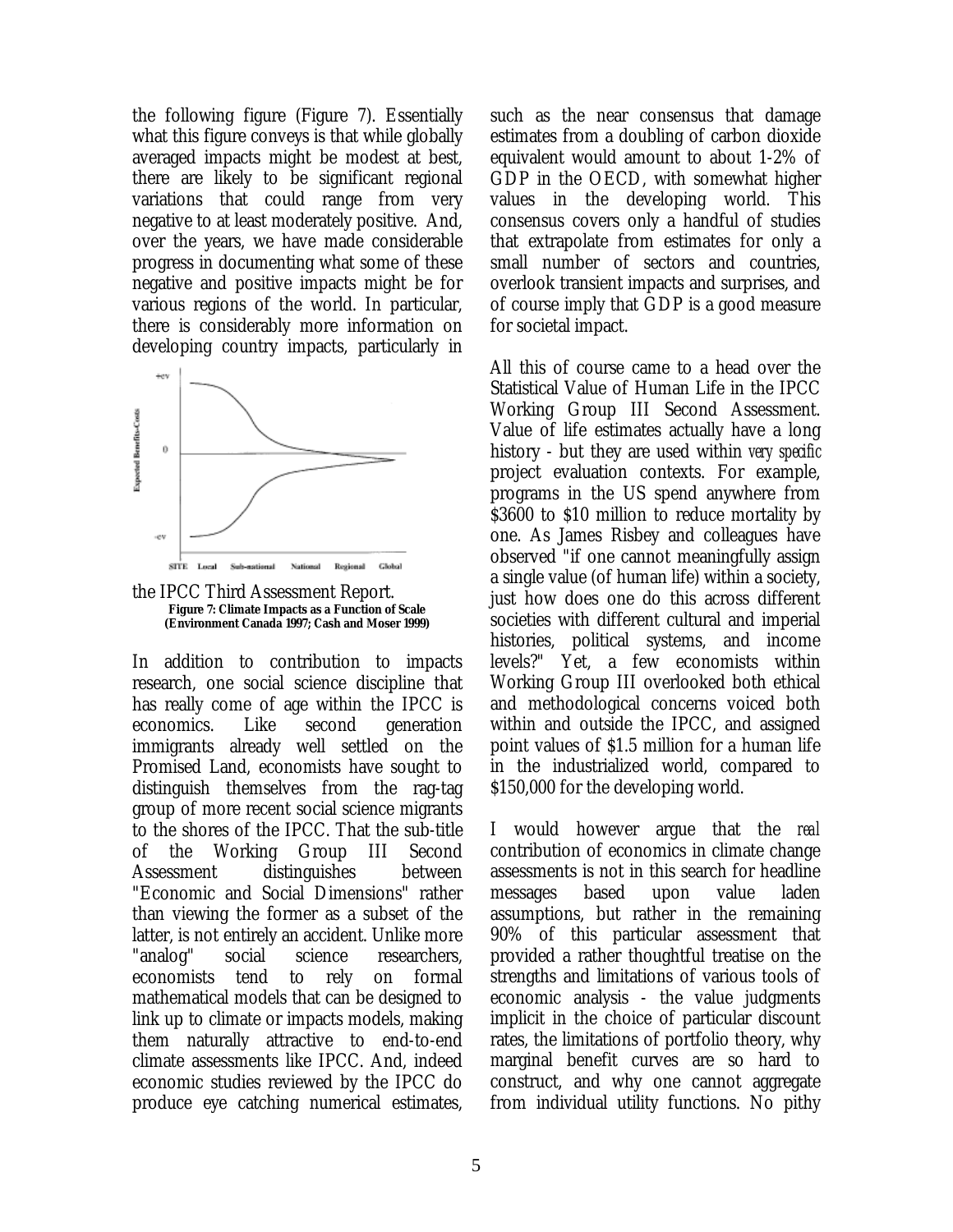the following figure (Figure 7). Essentially what this figure conveys is that while globally averaged impacts might be modest at best, there are likely to be significant regional variations that could range from very negative to at least moderately positive. And, over the years, we have made considerable progress in documenting what some of these negative and positive impacts might be for various regions of the world. In particular, there is considerably more information on developing country impacts, particularly in the IPCC Third Assessment Report.

**Figure 7: Climate Impacts as a Function of Scale (Environment Canada 1997; Cash and Moser 1999)**

In addition to contribution to impacts research, one social science discipline that has really come of age within the IPCC is economics. Like second generation immigrants already well settled on the Promised Land, economists have sought to distinguish themselves from the rag-tag group of more recent social science migrants to the shores of the IPCC. That the sub-title of the Working Group III Second Assessment distinguishes between "Economic and Social Dimensions" rather than viewing the former as a subset of the latter, is not entirely an accident. Unlike more "analog" social science researchers, economists tend to rely on formal mathematical models that can be designed to link up to climate or impacts models, making them naturally attractive to end-to-end climate assessments like IPCC. And, indeed economic studies reviewed by the IPCC do produce eye catching numerical estimates, such as the near consensus that damage estimates from a doubling of carbon dioxide equivalent would amount to about 1-2% of GDP in the OECD, with somewhat higher values in the developing world. This consensus covers only a handful of studies that extrapolate from estimates for only a small number of sectors and countries, overlook transient impacts and surprises, and of course imply that GDP is a good measure for societal impact.

All this of course came to a head over the Statistical Value of Human Life in the IPCC Working Group III Second Assessment. Value of life estimates actually have a long history - but they are used within *very specific* project evaluation contexts. For example, programs in the US spend anywhere from \$3600 to \$10 million to reduce mortality by one. As James Risbey and colleagues have observed "if one cannot meaningfully assign a single value (of human life) within a society, just how does one do this across different societies with different cultural and imperial histories, political systems, and income levels?" Yet, a few economists within Working Group III overlooked both ethical and methodological concerns voiced both within and outside the IPCC, and assigned point values of \$1.5 million for a human life in the industrialized world, compared to \$150,000 for the developing world.

I would however argue that the *real* contribution of economics in climate change assessments is not in this search for headline messages based upon value laden assumptions, but rather in the remaining 90% of this particular assessment that provided a rather thoughtful treatise on the strengths and limitations of various tools of economic analysis - the value judgments implicit in the choice of particular discount rates, the limitations of portfolio theory, why marginal benefit curves are so hard to construct, and why one cannot aggregate from individual utility functions. No pithy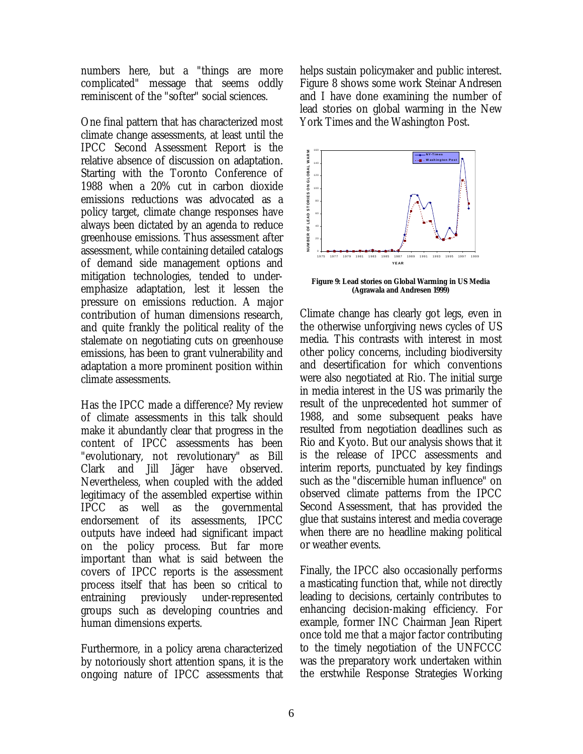numbers here, but a "things are more complicated" message that seems oddly reminiscent of the "softer" social sciences.

One final pattern that has characterized most climate change assessments, at least until the IPCC Second Assessment Report is the relative absence of discussion on adaptation. Starting with the Toronto Conference of 1988 when a 20% cut in carbon dioxide emissions reductions was advocated as a policy target, climate change responses have always been dictated by an agenda to reduce greenhouse emissions. Thus assessment after assessment, while containing detailed catalogs of demand side management options and mitigation technologies, tended to under-emphasize adaptation, lest it lessen the pressure on emissions reduction. A major contribution of human dimensions research, and quite frankly the political reality of the stalemate on negotiating cuts on greenhouse emissions, has been to grant vulnerability and adaptation a more prominent position within climate assessments.

Has the IPCC made a difference? My review of climate assessments in this talk should make it abundantly clear that progress in the content of IPCC assessments has been "evolutionary, not revolutionary" as Bill Clark and Jill Jäger have observed. Nevertheless, when coupled with the added legitimacy of the assembled expertise within IPCC as well as the governmental endorsement of its assessments, IPCC outputs have indeed had significant impact on the policy process. But far more important than what is said between the covers of IPCC reports is the assessment process itself that has been so critical to entraining previously under-represented groups such as developing countries and human dimensions experts.

Furthermore, in a policy arena characterized by notoriously short attention spans, it is the ongoing nature of IPCC assessments that helps sustain policymaker and public interest. Figure 8 shows some work Steinar Andresen and I have done examining the number of lead stories on global warming in the New York Times and the Washington Post.

**Figure 9: Lead stories on Global Warming in US Media (Agrawala and Andresen 1999)**

Climate change has clearly got legs, even in the otherwise unforgiving news cycles of US media. This contrasts with interest in most other policy concerns, including biodiversity and desertification for which conventions were also negotiated at Rio. The initial surge in media interest in the US was primarily the result of the unprecedented hot summer of 1988, and some subsequent peaks have resulted from negotiation deadlines such as Rio and Kyoto. But our analysis shows that it is the release of IPCC assessments and interim reports, punctuated by key findings such as the "discernible human influence" on observed climate patterns from the IPCC Second Assessment, that has provided the glue that sustains interest and media coverage when there are no headline making political or weather events.

Finally, the IPCC also occasionally performs a masticating function that, while not directly leading to decisions, certainly contributes to enhancing decision-making efficiency. For example, former INC Chairman Jean Ripert once told me that a major factor contributing to the timely negotiation of the UNFCCC was the preparatory work undertaken within the erstwhile Response Strategies Working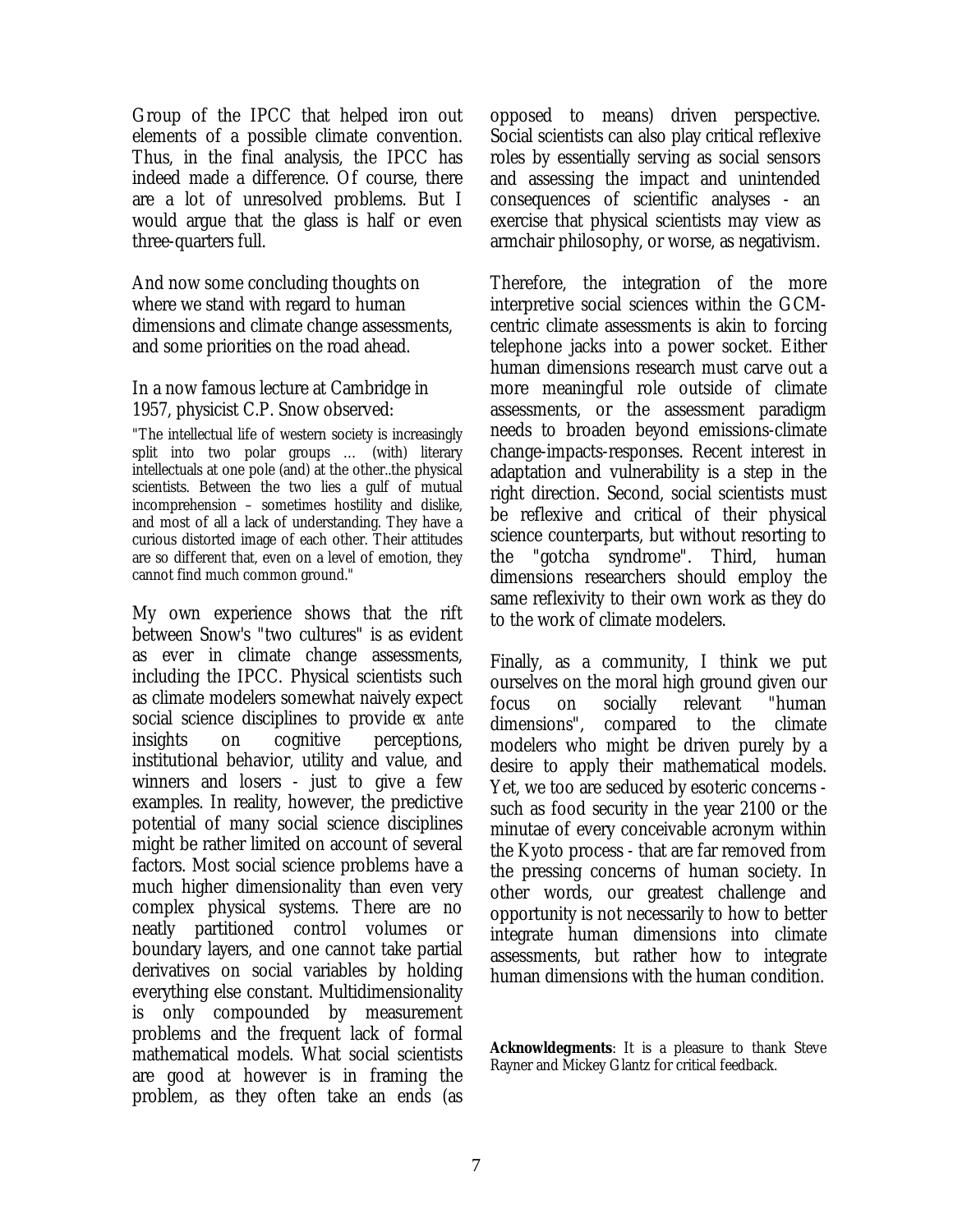Group of the IPCC that helped iron out elements of a possible climate convention. Thus, in the final analysis, the IPCC has indeed made a difference. Of course, there are a lot of unresolved problems. But I would argue that the glass is half or even three-quarters full.

And now some concluding thoughts on where we stand with regard to human dimensions and climate change assessments, and some priorities on the road ahead.

In a now famous lecture at Cambridge in 1957, physicist C.P. Snow observed:

> "The intellectual life of western society is increasingly split into two polar groups … (with) literary intellectuals at one pole (and) at the other..the physical scientists. Between the two lies a gulf of mutual incomprehension – sometimes hostility and dislike, and most of all a lack of understanding. They have a curious distorted image of each other. Their attitudes are so different that, even on a level of emotion, they cannot find much common ground."

My own experience shows that the rift between Snow's "two cultures" is as evident as ever in climate change assessments, including the IPCC. Physical scientists such as climate modelers somewhat naively expect social science disciplines to provide *ex ante* insights on cognitive perceptions, institutional behavior, utility and value, and winners and losers - just to give a few examples. In reality, however, the predictive potential of many social science disciplines might be rather limited on account of several factors. Most social science problems have a much higher dimensionality than even very complex physical systems. There are no neatly partitioned control volumes or boundary layers, and one cannot take partial derivatives on social variables by holding everything else constant. Multidimensionality is only compounded by measurement problems and the frequent lack of formal mathematical models. What social scientists are good at however is in framing the problem, as they often take an ends (as opposed to means) driven perspective. Social scientists can also play critical reflexive roles by essentially serving as social sensors and assessing the impact and unintended consequences of scientific analyses - an exercise that physical scientists may view as armchair philosophy, or worse, as negativism.

Therefore, the integration of the more interpretive social sciences within the GCM-centric climate assessments is akin to forcing telephone jacks into a power socket. Either human dimensions research must carve out a more meaningful role outside of climate assessments, or the assessment paradigm needs to broaden beyond emissions-climate change-impacts-responses. Recent interest in adaptation and vulnerability is a step in the right direction. Second, social scientists must be reflexive and critical of their physical science counterparts, but without resorting to the "gotcha syndrome". Third, human dimensions researchers should employ the same reflexivity to their own work as they do to the work of climate modelers.

Finally, as a community, I think we put ourselves on the moral high ground given our focus on socially relevant "human dimensions", compared to the climate modelers who might be driven purely by a desire to apply their mathematical models. Yet, we too are seduced by esoteric concerns - such as food security in the year 2100 or the minutae of every conceivable acronym within the Kyoto process - that are far removed from the pressing concerns of human society. In other words, our greatest challenge and opportunity is not necessarily to how to better integrate human dimensions into climate assessments, but rather how to integrate human dimensions with the human condition.

**Acknowldegments**: It is a pleasure to thank Steve Rayner and Mickey Glantz for critical feedback.